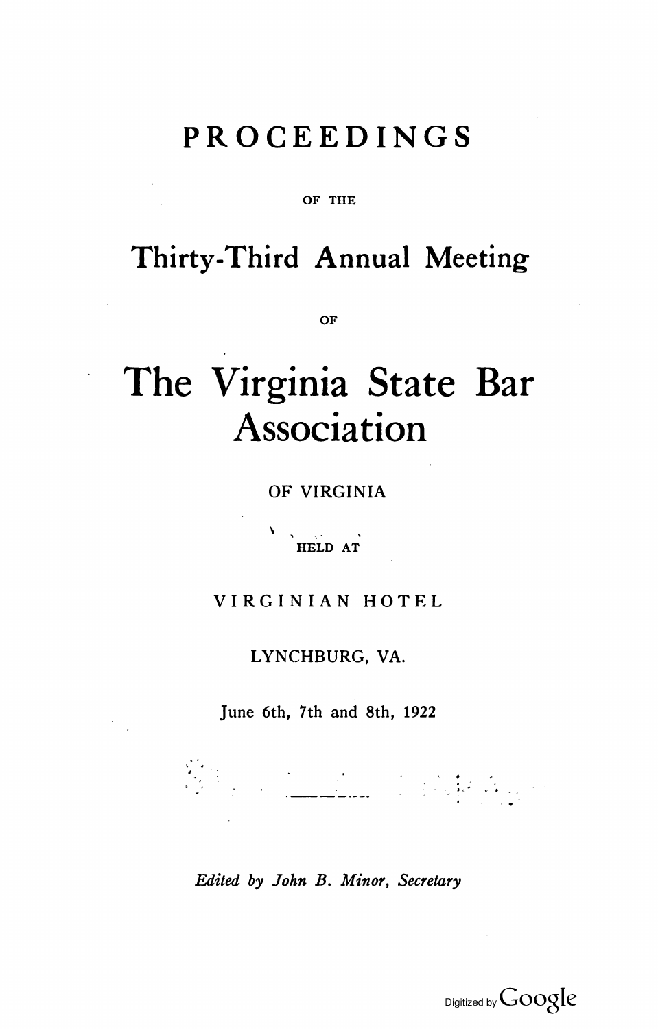# PROCEEDINGS

OF THE

# Thirty-Third Annual Meeting

OF

# The Virginia State Bar Association

OF VIRGINIA

HELD AT

VIRGINIAN HOTEL

LYNCHBURG, VA.

June 6th, 7th and 8th, 1922

*Edited by John B. Minor, Secretary*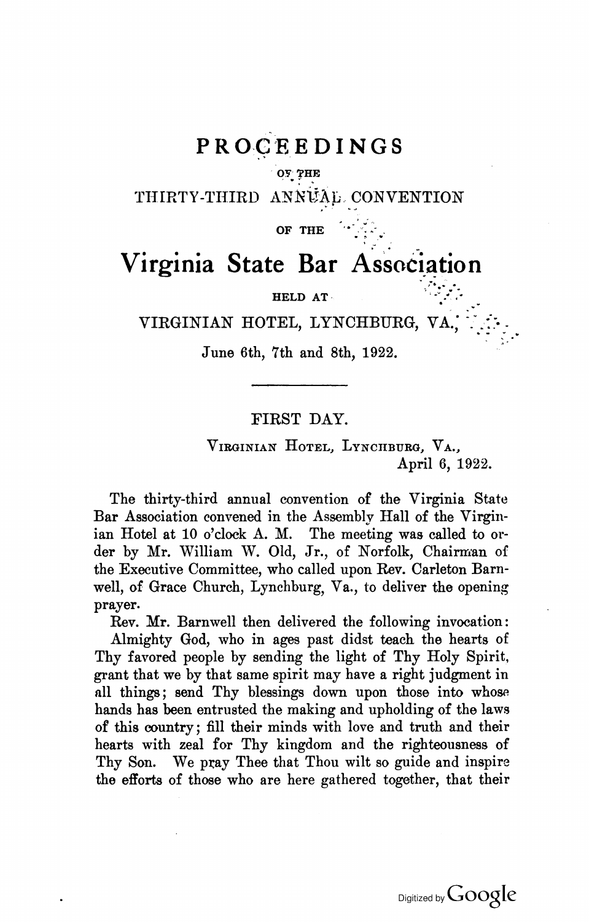# PROCEEDINGS

OF THE

## THIRTY-THIRD ANNUAL CONVENTION

OF THE

# Virginia State Bar Association

HELD AT

## VIRGINIAN HOTEL, LYNCHBURG, VA.,

June 6th, 7th and 8th, 1922.

---

## FIRST DAY.

VIRGINIAN HOTEL, LYNCHBURG, VA.,
April 6, 1922.

The thirty-third annual convention of the Virginia State Bar Association convened in the Assembly Hall of the Virginian Hotel at 10 o'clock A. M. The meeting was called to order by Mr. William W. Old, Jr., of Norfolk, Chairman of the Executive Committee, who called upon Rev. Carleton Barnwell, of Grace Church, Lynchburg, Va., to deliver the opening prayer.

Rev. Mr. Barnwell then delivered the following invocation:

Almighty God, who in ages past didst teach the hearts of Thy favored people by sending the light of Thy Holy Spirit, grant that we by that same spirit may have a right judgment in all things; send Thy blessings down upon those into whose hands has been entrusted the making and upholding of the laws of this country; fill their minds with love and truth and their hearts with zeal for Thy kingdom and the righteousness of Thy Son. We pray Thee that Thou wilt so guide and inspire the efforts of those who are here gathered together, that their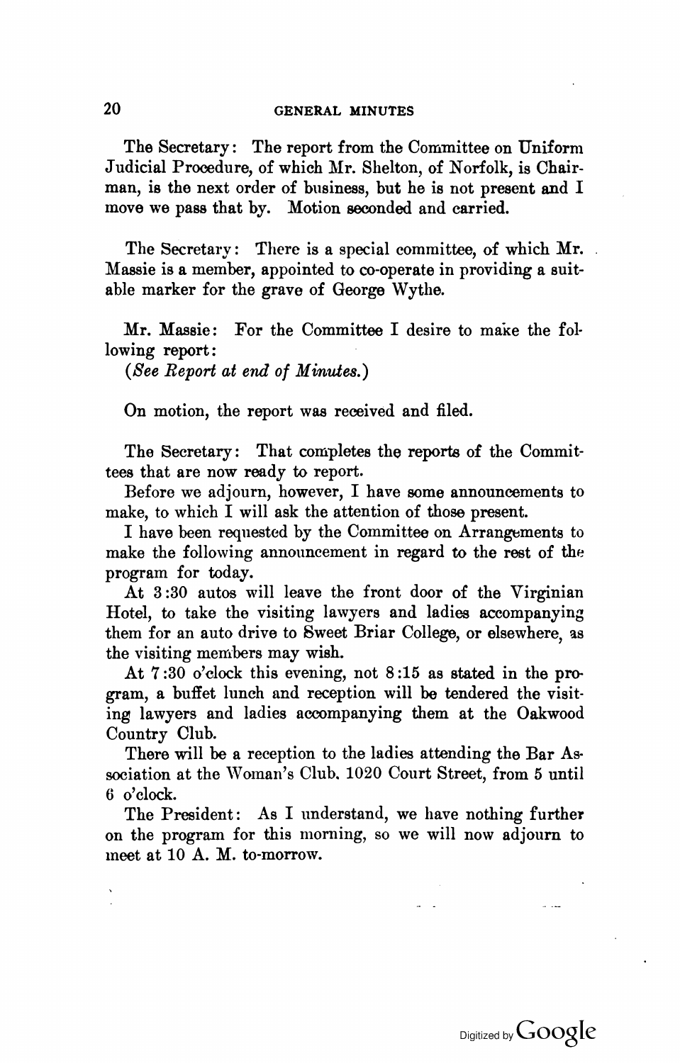The Secretary: The report from the Committee on Uniform Judicial Procedure, of which Mr. Shelton, of Norfolk, is Chairman, is the next order of business, but he is not present and I move we pass that by. Motion seconded and carried.

The Secretary: There is a special committee, of which Mr. Massie is a member, appointed to co-operate in providing a suitable marker for the grave of George Wythe.

Mr. Massie: For the Committee I desire to make the following report:

(*See Report at end of Minutes.*)

On motion, the report was received and filed.

The Secretary: That completes the reports of the Committees that are now ready to report.

Before we adjourn, however, I have some announcements to make, to which I will ask the attention of those present.

I have been requested by the Committee on Arrangements to make the following announcement in regard to the rest of the program for today.

At 3:30 autos will leave the front door of the Virginian Hotel, to take the visiting lawyers and ladies accompanying them for an auto drive to Sweet Briar College, or elsewhere, as the visiting members may wish.

At 7:30 o'clock this evening, not 8:15 as stated in the program, a buffet lunch and reception will be tendered the visiting lawyers and ladies accompanying them at the Oakwood Country Club.

There will be a reception to the ladies attending the Bar Association at the Woman's Club, 1020 Court Street, from 5 until 6 o'clock.

The President: As I understand, we have nothing further on the program for this morning, so we will now adjourn to meet at 10 A. M. to-morrow.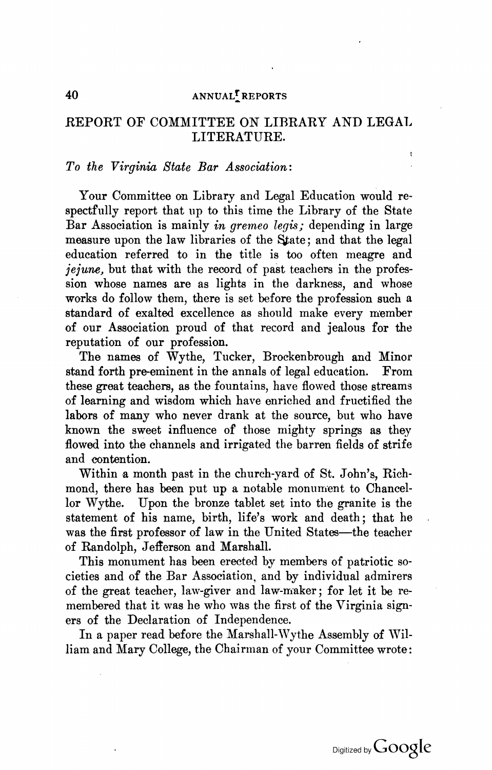## REPORT OF COMMITTEE ON LIBRARY AND LEGAL LITERATURE.

*To the Virginia State Bar Association*:

Your Committee on Library and Legal Education would respectfully report that up to this time the Library of the State Bar Association is mainly *in gremeo legis;* depending in large measure upon the law libraries of the State; and that the legal education referred to in the title is too often meagre and *jejune,* but that with the record of past teachers in the profession whose names are as lights in the darkness, and whose works do follow them, there is set before the profession such a standard of exalted excellence as should make every member of our Association proud of that record and jealous for the reputation of our profession.

The names of Wythe, Tucker, Brockenbrough and Minor stand forth pre-eminent in the annals of legal education. From these great teachers, as the fountains, have flowed those streams of learning and wisdom which have enriched and fructified the labors of many who never drank at the source, but who have known the sweet influence of those mighty springs as they flowed into the channels and irrigated the barren fields of strife and contention.

Within a month past in the church-yard of St. John's, Richmond, there has been put up a notable monument to Chancellor Wythe. Upon the bronze tablet set into the granite is the statement of his name, birth, life's work and death; that he was the first professor of law in the United States—the teacher of Randolph, Jefferson and Marshall.

This monument has been erected by members of patriotic societies and of the Bar Association, and by individual admirers of the great teacher, law-giver and law-maker; for let it be remembered that it was he who was the first of the Virginia signers of the Declaration of Independence.

In a paper read before the Marshall-Wythe Assembly of William and Mary College, the Chairman of your Committee wrote: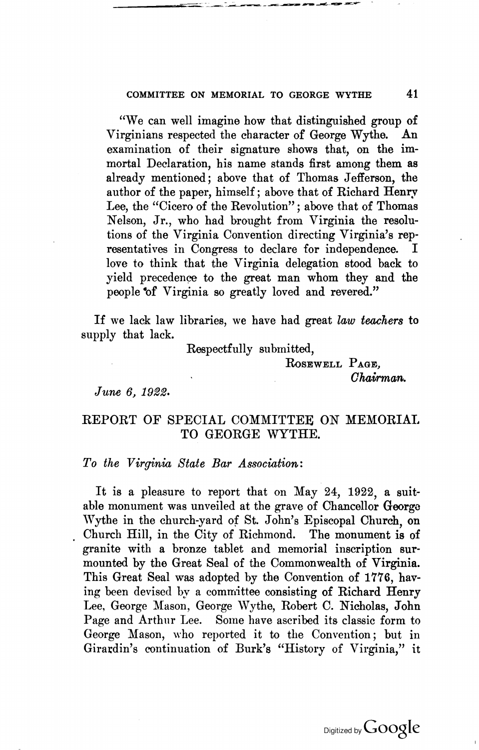"We can well imagine how that distinguished group of Virginians respected the character of George Wythe. An examination of their signature shows that, on the immortal Declaration, his name stands first among them as already mentioned; above that of Thomas Jefferson, the author of the paper, himself; above that of Richard Henry Lee, the "Cicero of the Revolution"; above that of Thomas Nelson, Jr., who had brought from Virginia the resolutions of the Virginia Convention directing Virginia's representatives in Congress to declare for independence. I love to think that the Virginia delegation stood back to yield precedence to the great man whom they and the people of Virginia so greatly loved and revered."

If we lack law libraries, we have had great *law teachers* to supply that lack.

Respectfully submitted,

ROSEWELL PAGE,
*Chairman.*

*June 6, 1922.*

## REPORT OF SPECIAL COMMITTEE ON MEMORIAL TO GEORGE WYTHE.

*To the Virginia State Bar Association:*

It is a pleasure to report that on May 24, 1922, a suitable monument was unveiled at the grave of Chancellor George Wythe in the church-yard of St. John's Episcopal Church, on Church Hill, in the City of Richmond. The monument is of granite with a bronze tablet and memorial inscription surmounted by the Great Seal of the Commonwealth of Virginia. This Great Seal was adopted by the Convention of 1776, having been devised by a committee consisting of Richard Henry Lee, George Mason, George Wythe, Robert C. Nicholas, John Page and Arthur Lee. Some have ascribed its classic form to George Mason, who reported it to the Convention; but in Girardin's continuation of Burk's "History of Virginia," it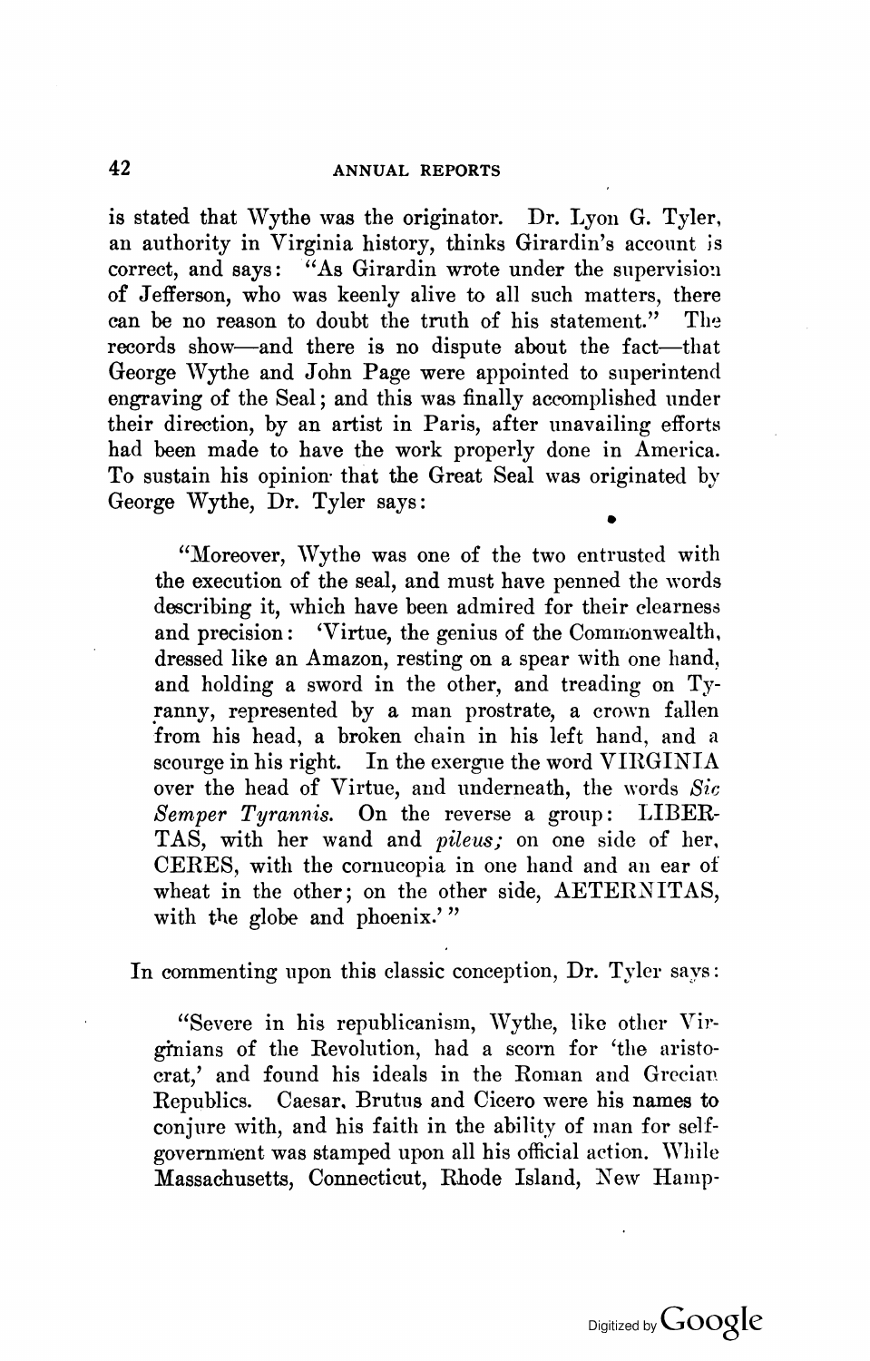is stated that Wythe was the originator. Dr. Lyon G. Tyler, an authority in Virginia history, thinks Girardin's account is correct, and says: "As Girardin wrote under the supervision of Jefferson, who was keenly alive to all such matters, there can be no reason to doubt the truth of his statement." The records show—and there is no dispute about the fact—that George Wythe and John Page were appointed to superintend engraving of the Seal; and this was finally accomplished under their direction, by an artist in Paris, after unavailing efforts had been made to have the work properly done in America. To sustain his opinion that the Great Seal was originated by George Wythe, Dr. Tyler says:

> "Moreover, Wythe was one of the two entrusted with the execution of the seal, and must have penned the words describing it, which have been admired for their clearness and precision: 'Virtue, the genius of the Commonwealth, dressed like an Amazon, resting on a spear with one hand, and holding a sword in the other, and treading on Tyranny, represented by a man prostrate, a crown fallen from his head, a broken chain in his left hand, and a scourge in his right. In the exergue the word VIRGINIA over the head of Virtue, and underneath, the words *Sic Semper Tyrannis*. On the reverse a group: LIBERTAS, with her wand and *pileus;* on one side of her, CERES, with the cornucopia in one hand and an ear of wheat in the other; on the other side, AETERNITAS, with the globe and phoenix.' "

In commenting upon this classic conception, Dr. Tyler says:

> "Severe in his republicanism, Wythe, like other Virginians of the Revolution, had a scorn for 'the aristocrat,' and found his ideals in the Roman and Grecian Republics. Caesar, Brutus and Cicero were his names to conjure with, and his faith in the ability of man for self-government was stamped upon all his official action. While Massachusetts, Connecticut, Rhode Island, New Hamp-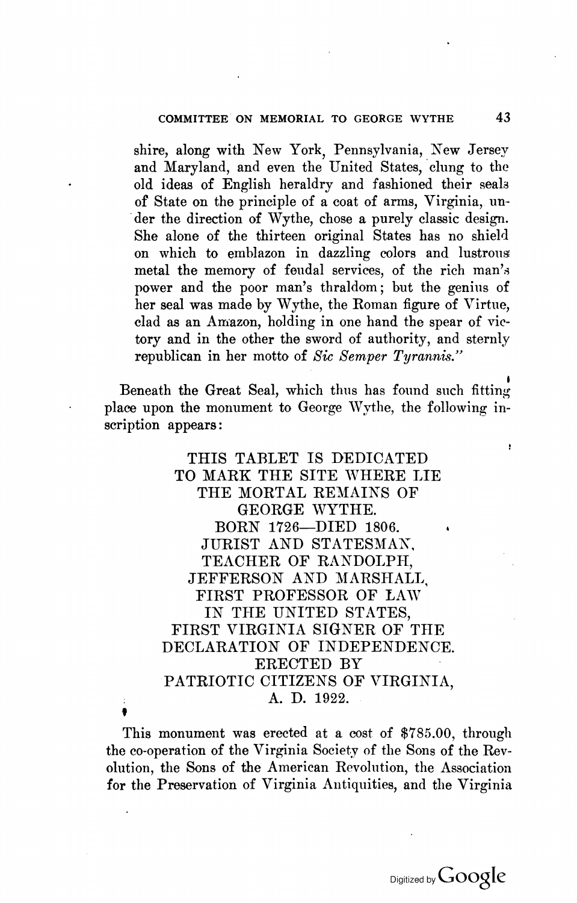shire, along with New York, Pennsylvania, New Jersey and Maryland, and even the United States, clung to the old ideas of English heraldry and fashioned their seals of State on the principle of a coat of arms, Virginia, under the direction of Wythe, chose a purely classic design. She alone of the thirteen original States has no shield on which to emblazon in dazzling colors and lustrous metal the memory of feudal services, of the rich man's power and the poor man's thraldom; but the genius of her seal was made by Wythe, the Roman figure of Virtue, clad as an Amazon, holding in one hand the spear of victory and in the other the sword of authority, and sternly republican in her motto of *Sic Semper Tyrannis.*"

Beneath the Great Seal, which thus has found such fitting place upon the monument to George Wythe, the following inscription appears:

THIS TABLET IS DEDICATED
TO MARK THE SITE WHERE LIE
THE MORTAL REMAINS OF
GEORGE WYTHE.
BORN 1726—DIED 1806.
JURIST AND STATESMAN,
TEACHER OF RANDOLPH,
JEFFERSON AND MARSHALL,
FIRST PROFESSOR OF LAW
IN THE UNITED STATES,
FIRST VIRGINIA SIGNER OF THE
DECLARATION OF INDEPENDENCE.
ERECTED BY
PATRIOTIC CITIZENS OF VIRGINIA,
A. D. 1922.

This monument was erected at a cost of $785.00, through the co-operation of the Virginia Society of the Sons of the Revolution, the Sons of the American Revolution, the Association for the Preservation of Virginia Antiquities, and the Virginia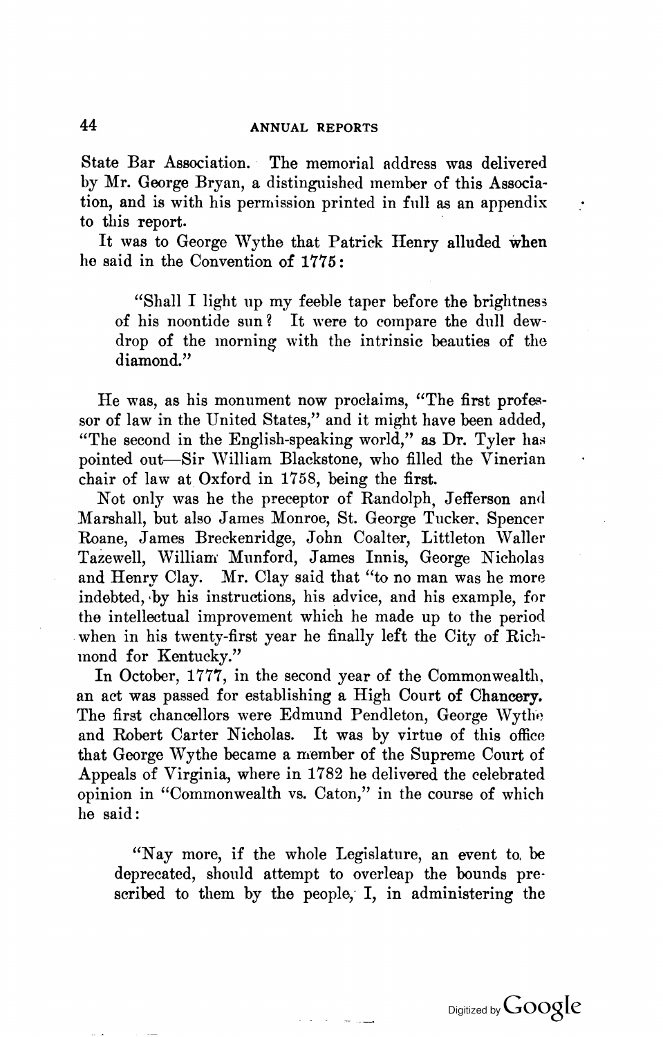State Bar Association. The memorial address was delivered by Mr. George Bryan, a distinguished member of this Association, and is with his permission printed in full as an appendix to this report.

It was to George Wythe that Patrick Henry alluded when he said in the Convention of 1775:

> "Shall I light up my feeble taper before the brightness of his noontide sun? It were to compare the dull dew-drop of the morning with the intrinsic beauties of the diamond."

He was, as his monument now proclaims, "The first professor of law in the United States," and it might have been added, "The second in the English-speaking world," as Dr. Tyler has pointed out—Sir William Blackstone, who filled the Vinerian chair of law at Oxford in 1758, being the first.

Not only was he the preceptor of Randolph, Jefferson and Marshall, but also James Monroe, St. George Tucker, Spencer Roane, James Breckenridge, John Coalter, Littleton Waller Tazewell, William Munford, James Innis, George Nicholas and Henry Clay. Mr. Clay said that "to no man was he more indebted, by his instructions, his advice, and his example, for the intellectual improvement which he made up to the period when in his twenty-first year he finally left the City of Richmond for Kentucky."

In October, 1777, in the second year of the Commonwealth, an act was passed for establishing a High Court of Chancery. The first chancellors were Edmund Pendleton, George Wythe and Robert Carter Nicholas. It was by virtue of this office that George Wythe became a member of the Supreme Court of Appeals of Virginia, where in 1782 he delivered the celebrated opinion in "Commonwealth vs. Caton," in the course of which he said:

> "Nay more, if the whole Legislature, an event to be deprecated, should attempt to overleap the bounds prescribed to them by the people, I, in administering the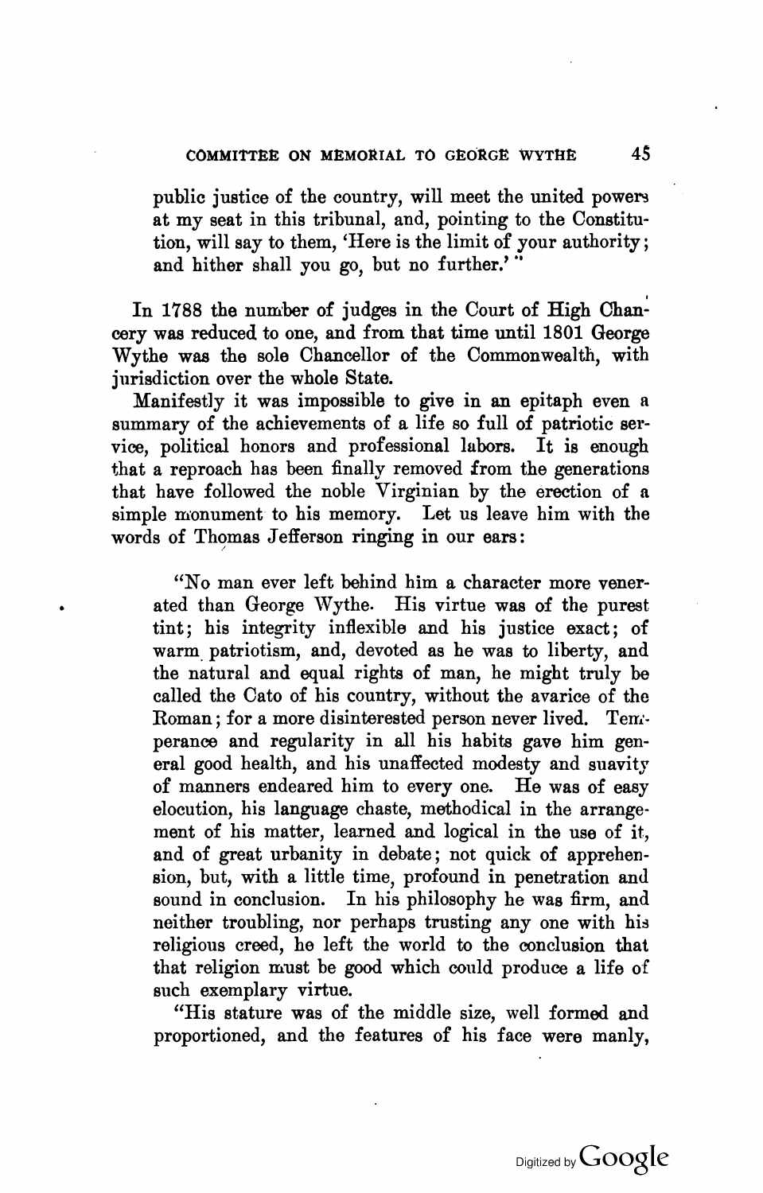public justice of the country, will meet the united powers at my seat in this tribunal, and, pointing to the Constitution, will say to them, 'Here is the limit of your authority; and hither shall you go, but no further.' "

In 1788 the number of judges in the Court of High Chancery was reduced to one, and from that time until 1801 George Wythe was the sole Chancellor of the Commonwealth, with jurisdiction over the whole State.

Manifestly it was impossible to give in an epitaph even a summary of the achievements of a life so full of patriotic service, political honors and professional labors. It is enough that a reproach has been finally removed from the generations that have followed the noble Virginian by the erection of a simple monument to his memory. Let us leave him with the words of Thomas Jefferson ringing in our ears:

> "No man ever left behind him a character more venerated than George Wythe. His virtue was of the purest tint; his integrity inflexible and his justice exact; of warm patriotism, and, devoted as he was to liberty, and the natural and equal rights of man, he might truly be called the Cato of his country, without the avarice of the Roman; for a more disinterested person never lived. Temperance and regularity in all his habits gave him general good health, and his unaffected modesty and suavity of manners endeared him to every one. He was of easy elocution, his language chaste, methodical in the arrangement of his matter, learned and logical in the use of it, and of great urbanity in debate; not quick of apprehension, but, with a little time, profound in penetration and sound in conclusion. In his philosophy he was firm, and neither troubling, nor perhaps trusting any one with his religious creed, he left the world to the conclusion that that religion must be good which could produce a life of such exemplary virtue.
>
> "His stature was of the middle size, well formed and proportioned, and the features of his face were manly,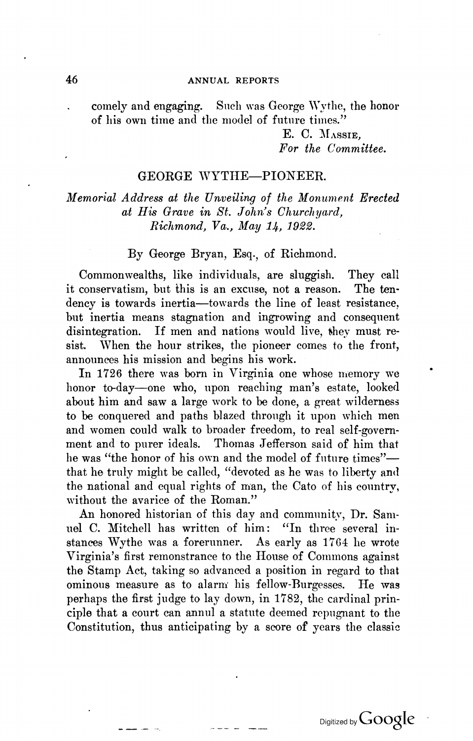comely and engaging. Such was George Wythe, the honor of his own time and the model of future times."

E. C. Massie,
*For the Committee.*

## GEORGE WYTHE—PIONEER.

*Memorial Address at the Unveiling of the Monument Erected at His Grave in St. John's Churchyard, Richmond, Va., May 14, 1922.*

By George Bryan, Esq., of Richmond.

Commonwealths, like individuals, are sluggish. They call it conservatism, but this is an excuse, not a reason. The tendency is towards inertia—towards the line of least resistance, but inertia means stagnation and ingrowing and consequent disintegration. If men and nations would live, they must resist. When the hour strikes, the pioneer comes to the front, announces his mission and begins his work.

In 1726 there was born in Virginia one whose memory we honor to-day—one who, upon reaching man's estate, looked about him and saw a large work to be done, a great wilderness to be conquered and paths blazed through it upon which men and women could walk to broader freedom, to real self-government and to purer ideals. Thomas Jefferson said of him that he was "the honor of his own and the model of future times"—that he truly might be called, "devoted as he was to liberty and the national and equal rights of man, the Cato of his country, without the avarice of the Roman."

An honored historian of this day and community, Dr. Samuel C. Mitchell has written of him: "In three several instances Wythe was a forerunner. As early as 1764 he wrote Virginia's first remonstrance to the House of Commons against the Stamp Act, taking so advanced a position in regard to that ominous measure as to alarm his fellow-Burgesses. He was perhaps the first judge to lay down, in 1782, the cardinal principle that a court can annul a statute deemed repugnant to the Constitution, thus anticipating by a score of years the classic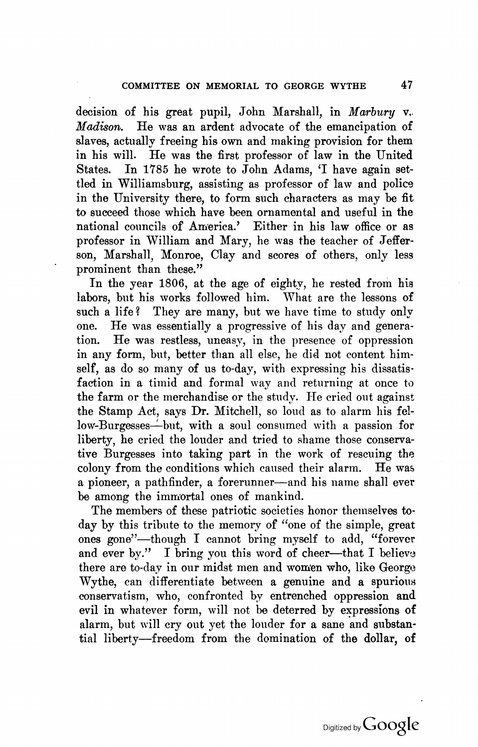decision of his great pupil, John Marshall, in *Marbury* v. *Madison*. He was an ardent advocate of the emancipation of slaves, actually freeing his own and making provision for them in his will. He was the first professor of law in the United States. In 1785 he wrote to John Adams, 'I have again settled in Williamsburg, assisting as professor of law and police in the University there, to form such characters as may be fit to succeed those which have been ornamental and useful in the national councils of America.' Either in his law office or as professor in William and Mary, he was the teacher of Jefferson, Marshall, Monroe, Clay and scores of others, only less prominent than these."

In the year 1806, at the age of eighty, he rested from his labors, but his works followed him. What are the lessons of such a life? They are many, but we have time to study only one. He was essentially a progressive of his day and generation. He was restless, uneasy, in the presence of oppression in any form, but, better than all else, he did not content himself, as do so many of us to-day, with expressing his dissatisfaction in a timid and formal way and returning at once to the farm or the merchandise or the study. He cried out against the Stamp Act, says Dr. Mitchell, so loud as to alarm his fellow-Burgesses—but, with a soul consumed with a passion for liberty, he cried the louder and tried to shame those conservative Burgesses into taking part in the work of rescuing the colony from the conditions which caused their alarm. He was a pioneer, a pathfinder, a forerunner—and his name shall ever be among the immortal ones of mankind.

The members of these patriotic societies honor themselves to-day by this tribute to the memory of "one of the simple, great ones gone"—though I cannot bring myself to add, "forever and ever by." I bring you this word of cheer—that I believe there are to-day in our midst men and women who, like George Wythe, can differentiate between a genuine and a spurious conservatism, who, confronted by entrenched oppression and evil in whatever form, will not be deterred by expressions of alarm, but will cry out yet the louder for a sane and substantial liberty—freedom from the domination of the dollar, of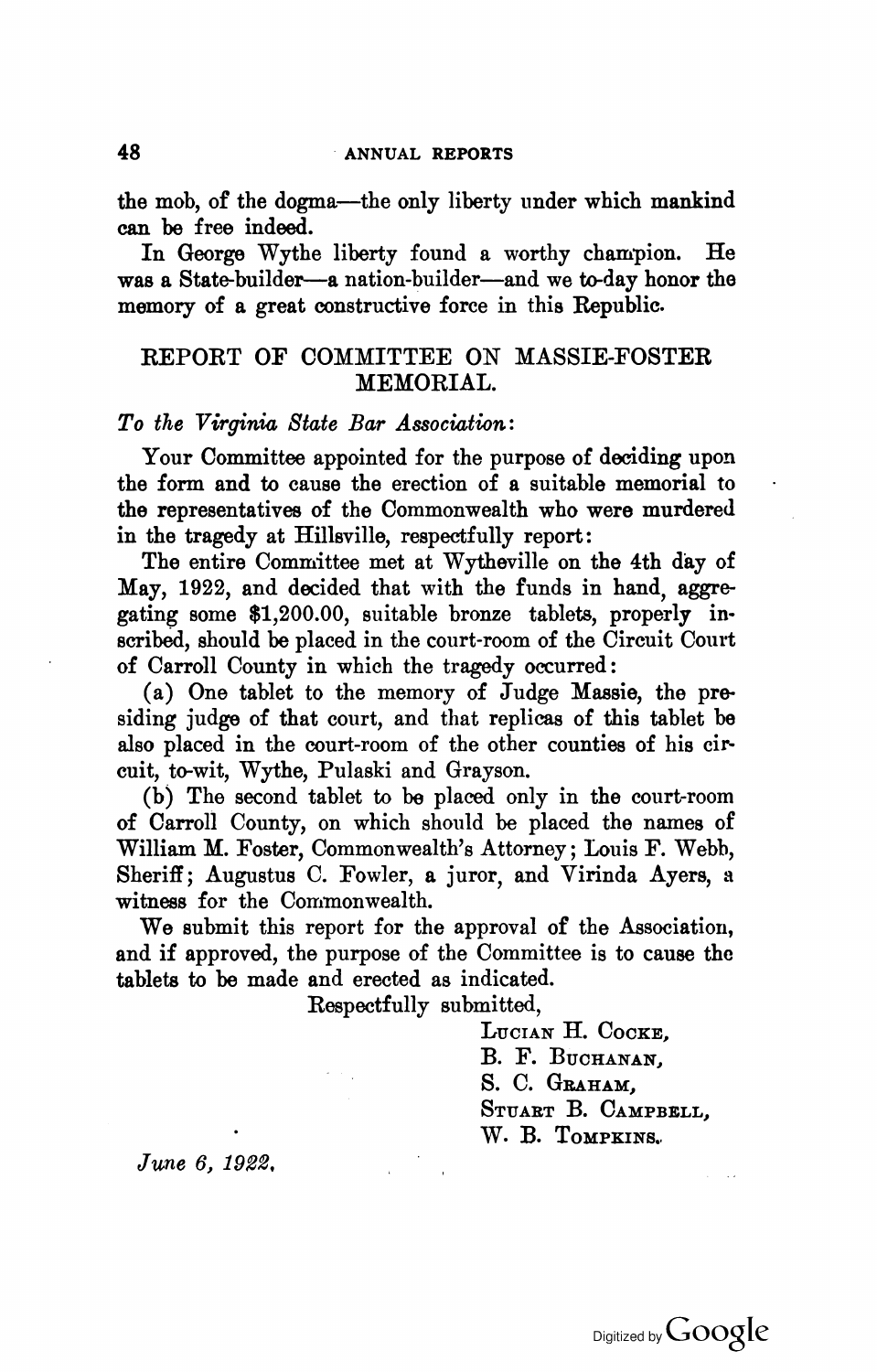the mob, of the dogma—the only liberty under which mankind can be free indeed.

In George Wythe liberty found a worthy champion. He was a State-builder—a nation-builder—and we to-day honor the memory of a great constructive force in this Republic.

## REPORT OF COMMITTEE ON MASSIE-FOSTER MEMORIAL.

*To the Virginia State Bar Association*:

Your Committee appointed for the purpose of deciding upon the form and to cause the erection of a suitable memorial to the representatives of the Commonwealth who were murdered in the tragedy at Hillsville, respectfully report:

The entire Committee met at Wytheville on the 4th day of May, 1922, and decided that with the funds in hand, aggregating some $1,200.00, suitable bronze tablets, properly inscribed, should be placed in the court-room of the Circuit Court of Carroll County in which the tragedy occurred:

(a) One tablet to the memory of Judge Massie, the presiding judge of that court, and that replicas of this tablet be also placed in the court-room of the other counties of his circuit, to-wit, Wythe, Pulaski and Grayson.

(b) The second tablet to be placed only in the court-room of Carroll County, on which should be placed the names of William M. Foster, Commonwealth's Attorney; Louis F. Webb, Sheriff; Augustus C. Fowler, a juror, and Virinda Ayers, a witness for the Commonwealth.

We submit this report for the approval of the Association, and if approved, the purpose of the Committee is to cause the tablets to be made and erected as indicated.

Respectfully submitted,

Lucian H. Cocke,
B. F. Buchanan,
S. C. Graham,
Stuart B. Campbell,
W. B. Tompkins.

*June 6, 1922.*